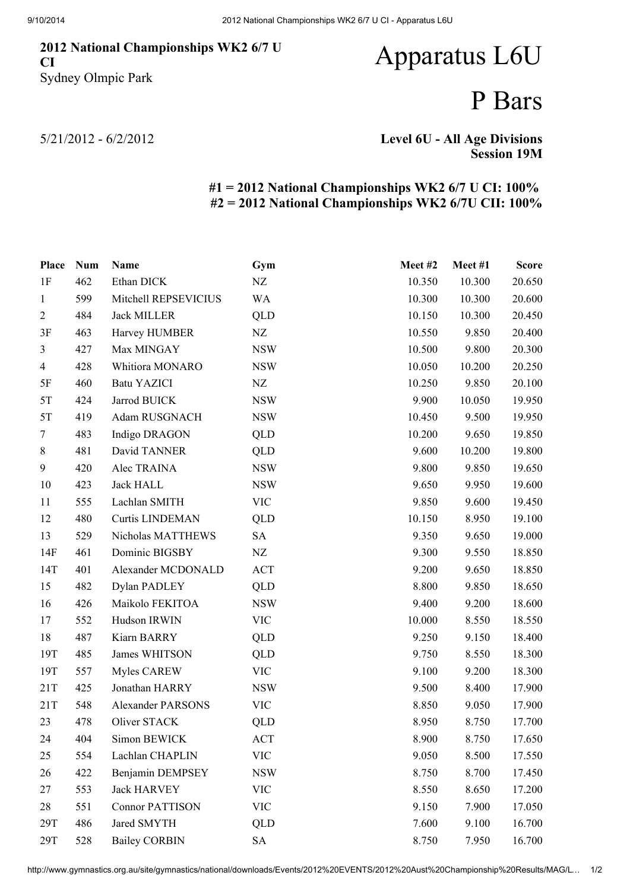**2012 National Championships WK2 6/7 U CI**
Sydney Olmpic Park

# Apparatus L6U

# P Bars

5/21/2012 - 6/2/2012

**Level 6U - All Age Divisions**
**Session 19M**

**#1 = 2012 National Championships WK2 6/7 U CI: 100%**
**#2 = 2012 National Championships WK2 6/7U CII: 100%**

| Place | Num | Name | Gym | Meet #2 | Meet #1 | Score |
|---|---|---|---|---|---|---|
| 1F | 462 | Ethan DICK | NZ | 10.350 | 10.300 | 20.650 |
| 1 | 599 | Mitchell REPSEVICIUS | WA | 10.300 | 10.300 | 20.600 |
| 2 | 484 | Jack MILLER | QLD | 10.150 | 10.300 | 20.450 |
| 3F | 463 | Harvey HUMBER | NZ | 10.550 | 9.850 | 20.400 |
| 3 | 427 | Max MINGAY | NSW | 10.500 | 9.800 | 20.300 |
| 4 | 428 | Whitiora MONARO | NSW | 10.050 | 10.200 | 20.250 |
| 5F | 460 | Batu YAZICI | NZ | 10.250 | 9.850 | 20.100 |
| 5T | 424 | Jarrod BUICK | NSW | 9.900 | 10.050 | 19.950 |
| 5T | 419 | Adam RUSGNACH | NSW | 10.450 | 9.500 | 19.950 |
| 7 | 483 | Indigo DRAGON | QLD | 10.200 | 9.650 | 19.850 |
| 8 | 481 | David TANNER | QLD | 9.600 | 10.200 | 19.800 |
| 9 | 420 | Alec TRAINA | NSW | 9.800 | 9.850 | 19.650 |
| 10 | 423 | Jack HALL | NSW | 9.650 | 9.950 | 19.600 |
| 11 | 555 | Lachlan SMITH | VIC | 9.850 | 9.600 | 19.450 |
| 12 | 480 | Curtis LINDEMAN | QLD | 10.150 | 8.950 | 19.100 |
| 13 | 529 | Nicholas MATTHEWS | SA | 9.350 | 9.650 | 19.000 |
| 14F | 461 | Dominic BIGSBY | NZ | 9.300 | 9.550 | 18.850 |
| 14T | 401 | Alexander MCDONALD | ACT | 9.200 | 9.650 | 18.850 |
| 15 | 482 | Dylan PADLEY | QLD | 8.800 | 9.850 | 18.650 |
| 16 | 426 | Maikolo FEKITOA | NSW | 9.400 | 9.200 | 18.600 |
| 17 | 552 | Hudson IRWIN | VIC | 10.000 | 8.550 | 18.550 |
| 18 | 487 | Kiarn BARRY | QLD | 9.250 | 9.150 | 18.400 |
| 19T | 485 | James WHITSON | QLD | 9.750 | 8.550 | 18.300 |
| 19T | 557 | Myles CAREW | VIC | 9.100 | 9.200 | 18.300 |
| 21T | 425 | Jonathan HARRY | NSW | 9.500 | 8.400 | 17.900 |
| 21T | 548 | Alexander PARSONS | VIC | 8.850 | 9.050 | 17.900 |
| 23 | 478 | Oliver STACK | QLD | 8.950 | 8.750 | 17.700 |
| 24 | 404 | Simon BEWICK | ACT | 8.900 | 8.750 | 17.650 |
| 25 | 554 | Lachlan CHAPLIN | VIC | 9.050 | 8.500 | 17.550 |
| 26 | 422 | Benjamin DEMPSEY | NSW | 8.750 | 8.700 | 17.450 |
| 27 | 553 | Jack HARVEY | VIC | 8.550 | 8.650 | 17.200 |
| 28 | 551 | Connor PATTISON | VIC | 9.150 | 7.900 | 17.050 |
| 29T | 486 | Jared SMYTH | QLD | 7.600 | 9.100 | 16.700 |
| 29T | 528 | Bailey CORBIN | SA | 8.750 | 7.950 | 16.700 |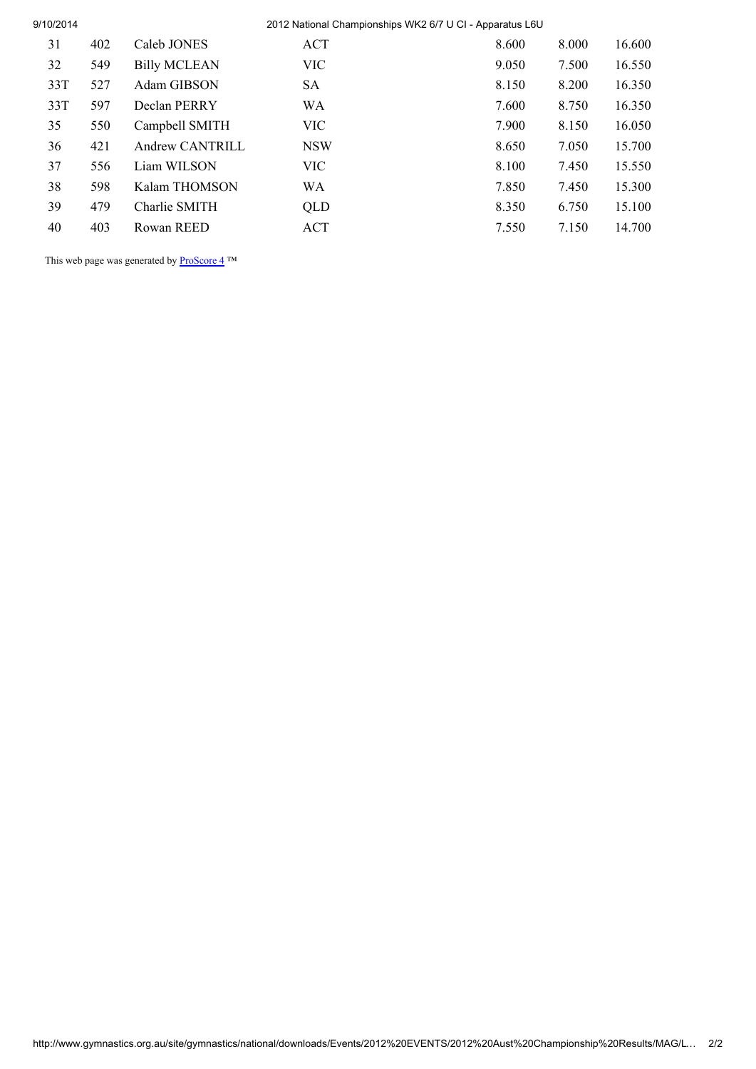| | | | | | | |
|---|---|---|---|---|---|---|
| 31 | 402 | Caleb JONES | ACT | 8.600 | 8.000 | 16.600 |
| 32 | 549 | Billy MCLEAN | VIC | 9.050 | 7.500 | 16.550 |
| 33T | 527 | Adam GIBSON | SA | 8.150 | 8.200 | 16.350 |
| 33T | 597 | Declan PERRY | WA | 7.600 | 8.750 | 16.350 |
| 35 | 550 | Campbell SMITH | VIC | 7.900 | 8.150 | 16.050 |
| 36 | 421 | Andrew CANTRILL | NSW | 8.650 | 7.050 | 15.700 |
| 37 | 556 | Liam WILSON | VIC | 8.100 | 7.450 | 15.550 |
| 38 | 598 | Kalam THOMSON | WA | 7.850 | 7.450 | 15.300 |
| 39 | 479 | Charlie SMITH | QLD | 8.350 | 6.750 | 15.100 |
| 40 | 403 | Rowan REED | ACT | 7.550 | 7.150 | 14.700 |

This web page was generated by ProScore 4 ™